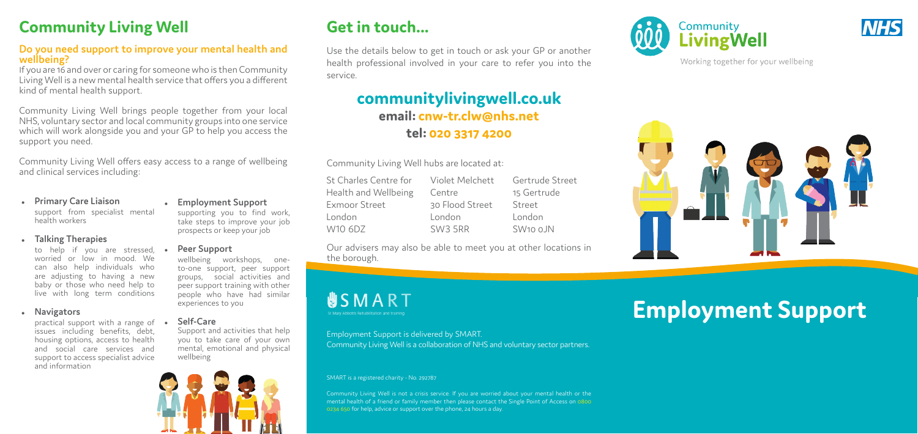# Community Living Well

### Do you need support to improve your mental health and wellbeing?

If you are 16 and over or caring for someone who is then Community Living Well is a new mental health service that offers you a different kind of mental health support.

Community Living Well brings people together from your local NHS, voluntary sector and local community groups into one service which will work alongside you and your GP to help you access the support you need.

Community Living Well offers easy access to a range of wellbeing and clinical services including:

- **Primary Care Liaison**
  support from specialist mental health workers
- **Talking Therapies**
  to help if you are stressed, worried or low in mood. We can also help individuals who are adjusting to having a new baby or those who need help to live with long term conditions
- **Navigators**
  practical support with a range of issues including benefits, debt, housing options, access to health and social care services and support to access specialist advice and information
- **Employment Support**
  supporting you to find work, take steps to improve your job prospects or keep your job
- **Peer Support**
  wellbeing workshops, one-to-one support, peer support groups, social activities and peer support training with other people who have had similar experiences to you
- **Self-Care**
  Support and activities that help you to take care of your own mental, emotional and physical wellbeing

# Get in touch...

Use the details below to get in touch or ask your GP or another health professional involved in your care to refer you into the service.

## communitylivingwell.co.uk

**email: cnw-tr.clw@nhs.net**

**tel: 020 3317 4200**

Community Living Well hubs are located at:

St Charles Centre for Health and Wellbeing
Exmoor Street
London
W10 6DZ

Violet Melchett Centre
30 Flood Street
London
SW3 5RR

Gertrude Street
15 Gertrude Street
London
SW10 0JN

Our advisers may also be able to meet you at other locations in the borough.

SMART
St Mary Abbotts Rehabilitation and training

Employment Support is delivered by SMART.
Community Living Well is a collaboration of NHS and voluntary sector partners.

SMART is a registered charity - No. 292787

Community Living Well is not a crisis service. If you are worried about your mental health or the mental health of a friend or family member then please contact the Single Point of Access on 0800 0234 650 for help, advice or support over the phone, 24 hours a day.

Community LivingWell

NHS

Working together for your wellbeing

# Employment Support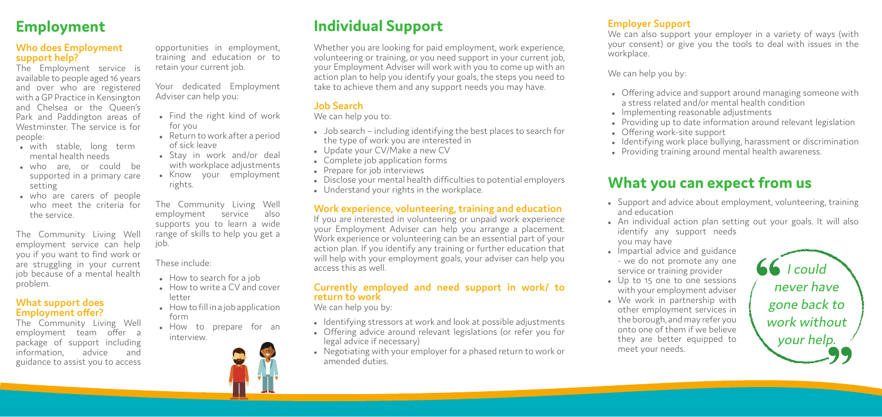# Employment

### Who does Employment support help?

The Employment service is available to people aged 16 years and over who are registered with a GP Practice in Kensington and Chelsea or the Queen's Park and Paddington areas of Westminster. The service is for people:

- with stable, long term mental health needs
- who are, or could be supported in a primary care setting
- who are carers of people who meet the criteria for the service.

The Community Living Well employment service can help you if you want to find work or are struggling in your current job because of a mental health problem.

### What support does Employment offer?

The Community Living Well employment team offer a package of support including information, advice and guidance to assist you to access opportunities in employment, training and education or to retain your current job.

Your dedicated Employment Adviser can help you:

- Find the right kind of work for you
- Return to work after a period of sick leave
- Stay in work and/or deal with workplace adjustments
- Know your employment rights.

The Community Living Well employment service also supports you to learn a wide range of skills to help you get a job.

These include:

- How to search for a job
- How to write a CV and cover letter
- How to fill in a job application form
- How to prepare for an interview.

# Individual Support

Whether you are looking for paid employment, work experience, volunteering or training, or you need support in your current job, your Employment Adviser will work with you to come up with an action plan to help you identify your goals, the steps you need to take to achieve them and any support needs you may have.

### Job Search

We can help you to:

- Job search – including identifying the best places to search for the type of work you are interested in
- Update your CV/Make a new CV
- Complete job application forms
- Prepare for job interviews
- Disclose your mental health difficulties to potential employers
- Understand your rights in the workplace.

### Work experience, volunteering, training and education

If you are interested in volunteering or unpaid work experience your Employment Adviser can help you arrange a placement. Work experience or volunteering can be an essential part of your action plan. If you identify any training or further education that will help with your employment goals, your adviser can help you access this as well.

### Currently employed and need support in work/ to return to work

We can help you by:

- Identifying stressors at work and look at possible adjustments
- Offering advice around relevant legislations (or refer you for legal advice if necessary)
- Negotiating with your employer for a phased return to work or amended duties.

### Employer Support

We can also support your employer in a variety of ways (with your consent) or give you the tools to deal with issues in the workplace.

We can help you by:

- Offering advice and support around managing someone with a stress related and/or mental health condition
- Implementing reasonable adjustments
- Providing up to date information around relevant legislation
- Offering work-site support
- Identifying work place bullying, harassment or discrimination
- Providing training around mental health awareness.

# What you can expect from us

- Support and advice about employment, volunteering, training and education
- An individual action plan setting out your goals. It will also identify any support needs you may have
- Impartial advice and guidance - we do not promote any one service or training provider
- Up to 15 one to one sessions with your employment adviser
- We work in partnership with other employment services in the borough, and may refer you onto one of them if we believe they are better equipped to meet your needs.

*"I could never have gone back to work without your help."*